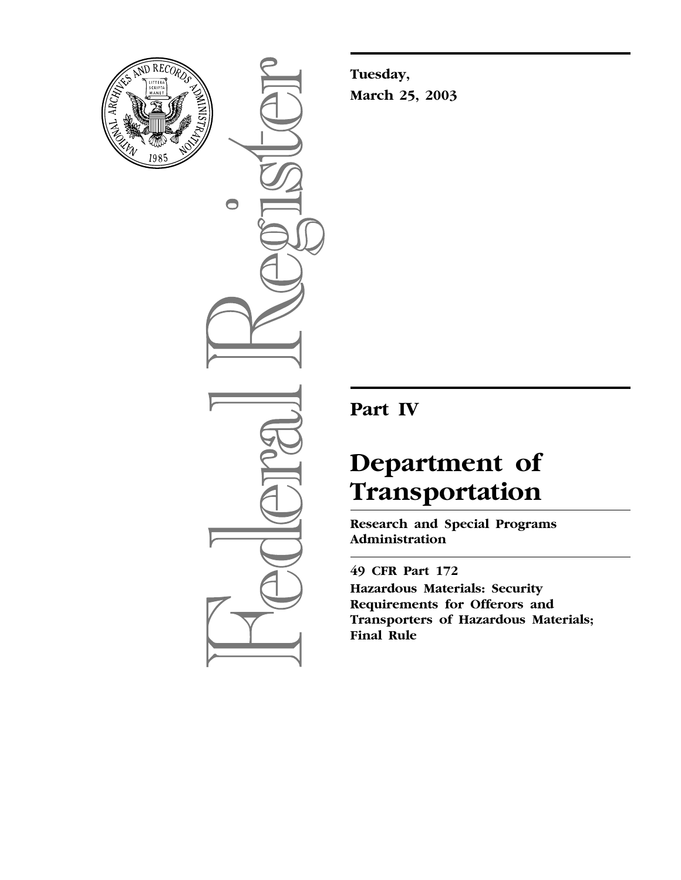**Tuesday,**
**March 25, 2003**

## Part IV

# Department of Transportation

**Research and Special Programs Administration**

**49 CFR Part 172**

**Hazardous Materials: Security Requirements for Offerors and Transporters of Hazardous Materials; Final Rule**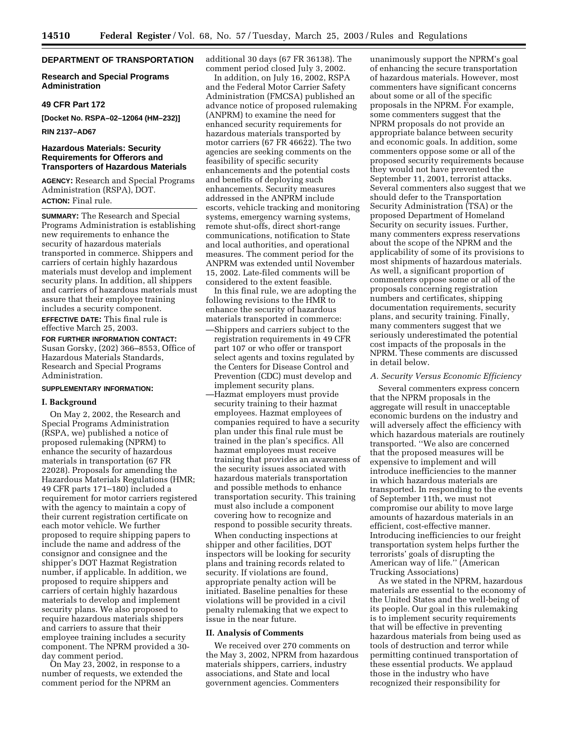## DEPARTMENT OF TRANSPORTATION

### Research and Special Programs Administration

### 49 CFR Part 172

**[Docket No. RSPA–02–12064 (HM–232)]**

**RIN 2137–AD67**

### Hazardous Materials: Security Requirements for Offerors and Transporters of Hazardous Materials

**AGENCY:** Research and Special Programs Administration (RSPA), DOT.

**ACTION:** Final rule.

**SUMMARY:** The Research and Special Programs Administration is establishing new requirements to enhance the security of hazardous materials transported in commerce. Shippers and carriers of certain highly hazardous materials must develop and implement security plans. In addition, all shippers and carriers of hazardous materials must assure that their employee training includes a security component.

**EFFECTIVE DATE:** This final rule is effective March 25, 2003.

**FOR FURTHER INFORMATION CONTACT:** Susan Gorsky, (202) 366–8553, Office of Hazardous Materials Standards, Research and Special Programs Administration.

**SUPPLEMENTARY INFORMATION:**

**I. Background**

On May 2, 2002, the Research and Special Programs Administration (RSPA, we) published a notice of proposed rulemaking (NPRM) to enhance the security of hazardous materials in transportation (67 FR 22028). Proposals for amending the Hazardous Materials Regulations (HMR; 49 CFR parts 171–180) included a requirement for motor carriers registered with the agency to maintain a copy of their current registration certificate on each motor vehicle. We further proposed to require shipping papers to include the name and address of the consignor and consignee and the shipper's DOT Hazmat Registration number, if applicable. In addition, we proposed to require shippers and carriers of certain highly hazardous materials to develop and implement security plans. We also proposed to require hazardous materials shippers and carriers to assure that their employee training includes a security component. The NPRM provided a 30-day comment period.

On May 23, 2002, in response to a number of requests, we extended the comment period for the NPRM an additional 30 days (67 FR 36138). The comment period closed July 3, 2002.

In addition, on July 16, 2002, RSPA and the Federal Motor Carrier Safety Administration (FMCSA) published an advance notice of proposed rulemaking (ANPRM) to examine the need for enhanced security requirements for hazardous materials transported by motor carriers (67 FR 46622). The two agencies are seeking comments on the feasibility of specific security enhancements and the potential costs and benefits of deploying such enhancements. Security measures addressed in the ANPRM include escorts, vehicle tracking and monitoring systems, emergency warning systems, remote shut-offs, direct short-range communications, notification to State and local authorities, and operational measures. The comment period for the ANPRM was extended until November 15, 2002. Late-filed comments will be considered to the extent feasible.

In this final rule, we are adopting the following revisions to the HMR to enhance the security of hazardous materials transported in commerce:

—Shippers and carriers subject to the registration requirements in 49 CFR part 107 or who offer or transport select agents and toxins regulated by the Centers for Disease Control and Prevention (CDC) must develop and implement security plans.

—Hazmat employers must provide security training to their hazmat employees. Hazmat employees of companies required to have a security plan under this final rule must be trained in the plan's specifics. All hazmat employees must receive training that provides an awareness of the security issues associated with hazardous materials transportation and possible methods to enhance transportation security. This training must also include a component covering how to recognize and respond to possible security threats.

When conducting inspections at shipper and other facilities, DOT inspectors will be looking for security plans and training records related to security. If violations are found, appropriate penalty action will be initiated. Baseline penalties for these violations will be provided in a civil penalty rulemaking that we expect to issue in the near future.

**II. Analysis of Comments**

We received over 270 comments on the May 3, 2002, NPRM from hazardous materials shippers, carriers, industry associations, and State and local government agencies. Commenters unanimously support the NPRM's goal of enhancing the secure transportation of hazardous materials. However, most commenters have significant concerns about some or all of the specific proposals in the NPRM. For example, some commenters suggest that the NPRM proposals do not provide an appropriate balance between security and economic goals. In addition, some commenters oppose some or all of the proposed security requirements because they would not have prevented the September 11, 2001, terrorist attacks. Several commenters also suggest that we should defer to the Transportation Security Administration (TSA) or the proposed Department of Homeland Security on security issues. Further, many commenters express reservations about the scope of the NPRM and the applicability of some of its provisions to most shipments of hazardous materials. As well, a significant proportion of commenters oppose some or all of the proposals concerning registration numbers and certificates, shipping documentation requirements, security plans, and security training. Finally, many commenters suggest that we seriously underestimated the potential cost impacts of the proposals in the NPRM. These comments are discussed in detail below.

*A. Security Versus Economic Efficiency*

Several commenters express concern that the NPRM proposals in the aggregate will result in unacceptable economic burdens on the industry and will adversely affect the efficiency with which hazardous materials are routinely transported. ''We also are concerned that the proposed measures will be expensive to implement and will introduce inefficiencies to the manner in which hazardous materials are transported. In responding to the events of September 11th, we must not compromise our ability to move large amounts of hazardous materials in an efficient, cost-effective manner. Introducing inefficiencies to our freight transportation system helps further the terrorists' goals of disrupting the American way of life.'' (American Trucking Associations)

As we stated in the NPRM, hazardous materials are essential to the economy of the United States and the well-being of its people. Our goal in this rulemaking is to implement security requirements that will be effective in preventing hazardous materials from being used as tools of destruction and terror while permitting continued transportation of these essential products. We applaud those in the industry who have recognized their responsibility for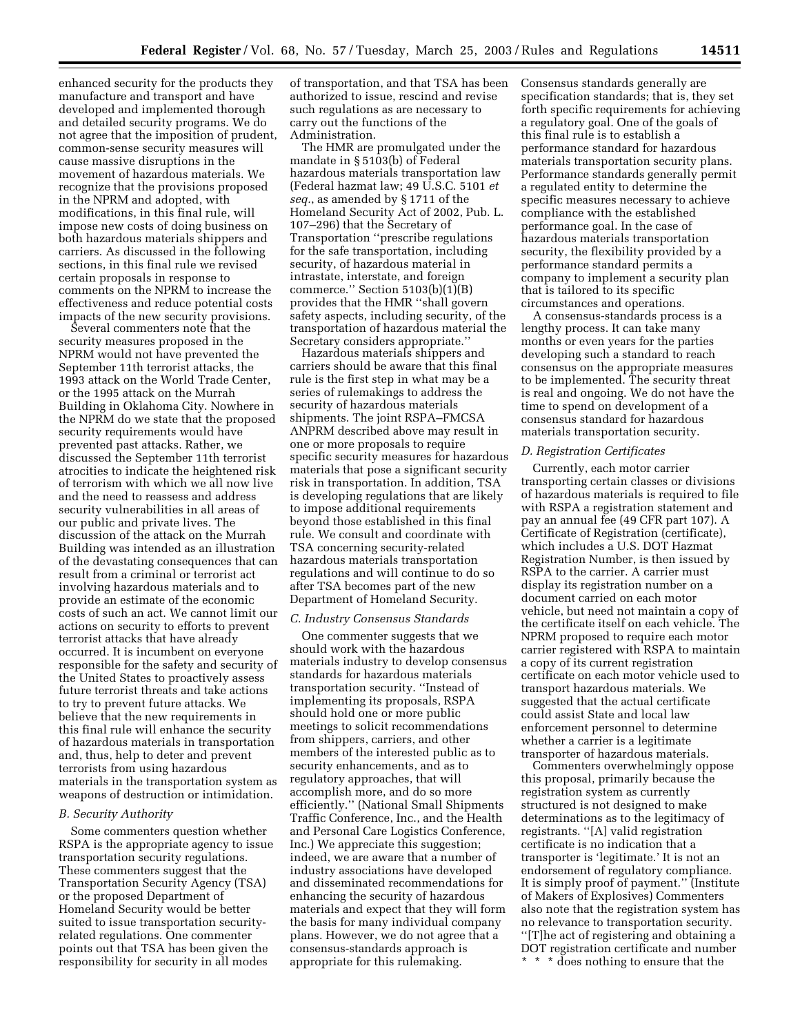enhanced security for the products they manufacture and transport and have developed and implemented thorough and detailed security programs. We do not agree that the imposition of prudent, common-sense security measures will cause massive disruptions in the movement of hazardous materials. We recognize that the provisions proposed in the NPRM and adopted, with modifications, in this final rule, will impose new costs of doing business on both hazardous materials shippers and carriers. As discussed in the following sections, in this final rule we revised certain proposals in response to comments on the NPRM to increase the effectiveness and reduce potential costs impacts of the new security provisions.

Several commenters note that the security measures proposed in the NPRM would not have prevented the September 11th terrorist attacks, the 1993 attack on the World Trade Center, or the 1995 attack on the Murrah Building in Oklahoma City. Nowhere in the NPRM do we state that the proposed security requirements would have prevented past attacks. Rather, we discussed the September 11th terrorist atrocities to indicate the heightened risk of terrorism with which we all now live and the need to reassess and address security vulnerabilities in all areas of our public and private lives. The discussion of the attack on the Murrah Building was intended as an illustration of the devastating consequences that can result from a criminal or terrorist act involving hazardous materials and to provide an estimate of the economic costs of such an act. We cannot limit our actions on security to efforts to prevent terrorist attacks that have already occurred. It is incumbent on everyone responsible for the safety and security of the United States to proactively assess future terrorist threats and take actions to try to prevent future attacks. We believe that the new requirements in this final rule will enhance the security of hazardous materials in transportation and, thus, help to deter and prevent terrorists from using hazardous materials in the transportation system as weapons of destruction or intimidation.

*B. Security Authority*

Some commenters question whether RSPA is the appropriate agency to issue transportation security regulations. These commenters suggest that the Transportation Security Agency (TSA) or the proposed Department of Homeland Security would be better suited to issue transportation security-related regulations. One commenter points out that TSA has been given the responsibility for security in all modes of transportation, and that TSA has been authorized to issue, rescind and revise such regulations as are necessary to carry out the functions of the Administration.

The HMR are promulgated under the mandate in § 5103(b) of Federal hazardous materials transportation law (Federal hazmat law; 49 U.S.C. 5101 *et seq.*, as amended by § 1711 of the Homeland Security Act of 2002, Pub. L. 107–296) that the Secretary of Transportation "prescribe regulations for the safe transportation, including security, of hazardous material in intrastate, interstate, and foreign commerce." Section 5103(b)(1)(B) provides that the HMR "shall govern safety aspects, including security, of the transportation of hazardous material the Secretary considers appropriate."

Hazardous materials shippers and carriers should be aware that this final rule is the first step in what may be a series of rulemakings to address the security of hazardous materials shipments. The joint RSPA–FMCSA ANPRM described above may result in one or more proposals to require specific security measures for hazardous materials that pose a significant security risk in transportation. In addition, TSA is developing regulations that are likely to impose additional requirements beyond those established in this final rule. We consult and coordinate with TSA concerning security-related hazardous materials transportation regulations and will continue to do so after TSA becomes part of the new Department of Homeland Security.

*C. Industry Consensus Standards*

One commenter suggests that we should work with the hazardous materials industry to develop consensus standards for hazardous materials transportation security. "Instead of implementing its proposals, RSPA should hold one or more public meetings to solicit recommendations from shippers, carriers, and other members of the interested public as to security enhancements, and as to regulatory approaches, that will accomplish more, and do so more efficiently." (National Small Shipments Traffic Conference, Inc., and the Health and Personal Care Logistics Conference, Inc.) We appreciate this suggestion; indeed, we are aware that a number of industry associations have developed and disseminated recommendations for enhancing the security of hazardous materials and expect that they will form the basis for many individual company plans. However, we do not agree that a consensus-standards approach is appropriate for this rulemaking. Consensus standards generally are specification standards; that is, they set forth specific requirements for achieving a regulatory goal. One of the goals of this final rule is to establish a performance standard for hazardous materials transportation security plans. Performance standards generally permit a regulated entity to determine the specific measures necessary to achieve compliance with the established performance goal. In the case of hazardous materials transportation security, the flexibility provided by a performance standard permits a company to implement a security plan that is tailored to its specific circumstances and operations.

A consensus-standards process is a lengthy process. It can take many months or even years for the parties developing such a standard to reach consensus on the appropriate measures to be implemented. The security threat is real and ongoing. We do not have the time to spend on development of a consensus standard for hazardous materials transportation security.

*D. Registration Certificates*

Currently, each motor carrier transporting certain classes or divisions of hazardous materials is required to file with RSPA a registration statement and pay an annual fee (49 CFR part 107). A Certificate of Registration (certificate), which includes a U.S. DOT Hazmat Registration Number, is then issued by RSPA to the carrier. A carrier must display its registration number on a document carried on each motor vehicle, but need not maintain a copy of the certificate itself on each vehicle. The NPRM proposed to require each motor carrier registered with RSPA to maintain a copy of its current registration certificate on each motor vehicle used to transport hazardous materials. We suggested that the actual certificate could assist State and local law enforcement personnel to determine whether a carrier is a legitimate transporter of hazardous materials.

Commenters overwhelmingly oppose this proposal, primarily because the registration system as currently structured is not designed to make determinations as to the legitimacy of registrants. "[A] valid registration certificate is no indication that a transporter is 'legitimate.' It is not an endorsement of regulatory compliance. It is simply proof of payment." (Institute of Makers of Explosives) Commenters also note that the registration system has no relevance to transportation security. "[T]he act of registering and obtaining a DOT registration certificate and number * * * does nothing to ensure that the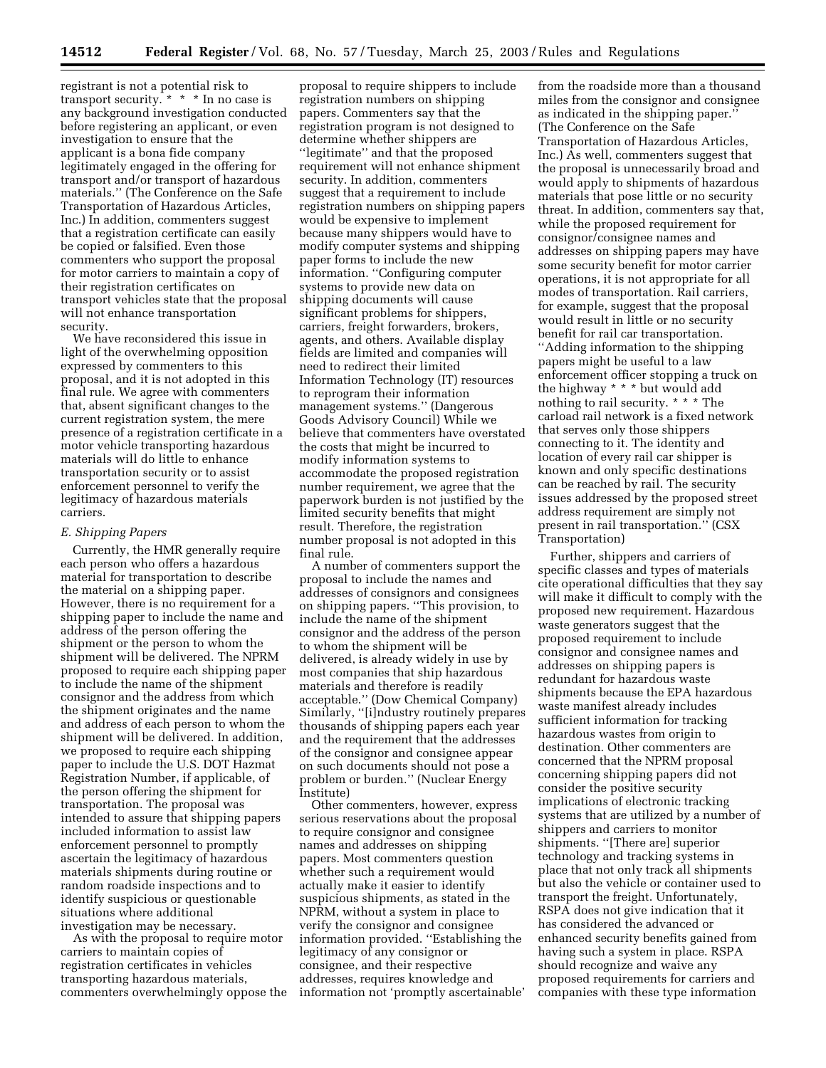registrant is not a potential risk to transport security. * * * In no case is any background investigation conducted before registering an applicant, or even investigation to ensure that the applicant is a bona fide company legitimately engaged in the offering for transport and/or transport of hazardous materials.'' (The Conference on the Safe Transportation of Hazardous Articles, Inc.) In addition, commenters suggest that a registration certificate can easily be copied or falsified. Even those commenters who support the proposal for motor carriers to maintain a copy of their registration certificates on transport vehicles state that the proposal will not enhance transportation security.

We have reconsidered this issue in light of the overwhelming opposition expressed by commenters to this proposal, and it is not adopted in this final rule. We agree with commenters that, absent significant changes to the current registration system, the mere presence of a registration certificate in a motor vehicle transporting hazardous materials will do little to enhance transportation security or to assist enforcement personnel to verify the legitimacy of hazardous materials carriers.

### *E. Shipping Papers*

Currently, the HMR generally require each person who offers a hazardous material for transportation to describe the material on a shipping paper. However, there is no requirement for a shipping paper to include the name and address of the person offering the shipment or the person to whom the shipment will be delivered. The NPRM proposed to require each shipping paper to include the name of the shipment consignor and the address from which the shipment originates and the name and address of each person to whom the shipment will be delivered. In addition, we proposed to require each shipping paper to include the U.S. DOT Hazmat Registration Number, if applicable, of the person offering the shipment for transportation. The proposal was intended to assure that shipping papers included information to assist law enforcement personnel to promptly ascertain the legitimacy of hazardous materials shipments during routine or random roadside inspections and to identify suspicious or questionable situations where additional investigation may be necessary.

As with the proposal to require motor carriers to maintain copies of registration certificates in vehicles transporting hazardous materials, commenters overwhelmingly oppose the proposal to require shippers to include registration numbers on shipping papers. Commenters say that the registration program is not designed to determine whether shippers are ''legitimate'' and that the proposed requirement will not enhance shipment security. In addition, commenters suggest that a requirement to include registration numbers on shipping papers would be expensive to implement because many shippers would have to modify computer systems and shipping paper forms to include the new information. ''Configuring computer systems to provide new data on shipping documents will cause significant problems for shippers, carriers, freight forwarders, brokers, agents, and others. Available display fields are limited and companies will need to redirect their limited Information Technology (IT) resources to reprogram their information management systems.'' (Dangerous Goods Advisory Council) While we believe that commenters have overstated the costs that might be incurred to modify information systems to accommodate the proposed registration number requirement, we agree that the paperwork burden is not justified by the limited security benefits that might result. Therefore, the registration number proposal is not adopted in this final rule.

A number of commenters support the proposal to include the names and addresses of consignors and consignees on shipping papers. ''This provision, to include the name of the shipment consignor and the address of the person to whom the shipment will be delivered, is already widely in use by most companies that ship hazardous materials and therefore is readily acceptable.'' (Dow Chemical Company) Similarly, ''[i]ndustry routinely prepares thousands of shipping papers each year and the requirement that the addresses of the consignor and consignee appear on such documents should not pose a problem or burden.'' (Nuclear Energy Institute)

Other commenters, however, express serious reservations about the proposal to require consignor and consignee names and addresses on shipping papers. Most commenters question whether such a requirement would actually make it easier to identify suspicious shipments, as stated in the NPRM, without a system in place to verify the consignor and consignee information provided. ''Establishing the legitimacy of any consignor or consignee, and their respective addresses, requires knowledge and information not 'promptly ascertainable' from the roadside more than a thousand miles from the consignor and consignee as indicated in the shipping paper.'' (The Conference on the Safe Transportation of Hazardous Articles, Inc.) As well, commenters suggest that the proposal is unnecessarily broad and would apply to shipments of hazardous materials that pose little or no security threat. In addition, commenters say that, while the proposed requirement for consignor/consignee names and addresses on shipping papers may have some security benefit for motor carrier operations, it is not appropriate for all modes of transportation. Rail carriers, for example, suggest that the proposal would result in little or no security benefit for rail car transportation. ''Adding information to the shipping papers might be useful to a law enforcement officer stopping a truck on the highway * * * but would add nothing to rail security. * * * The carload rail network is a fixed network that serves only those shippers connecting to it. The identity and location of every rail car shipper is known and only specific destinations can be reached by rail. The security issues addressed by the proposed street address requirement are simply not present in rail transportation.'' (CSX Transportation)

Further, shippers and carriers of specific classes and types of materials cite operational difficulties that they say will make it difficult to comply with the proposed new requirement. Hazardous waste generators suggest that the proposed requirement to include consignor and consignee names and addresses on shipping papers is redundant for hazardous waste shipments because the EPA hazardous waste manifest already includes sufficient information for tracking hazardous wastes from origin to destination. Other commenters are concerned that the NPRM proposal concerning shipping papers did not consider the positive security implications of electronic tracking systems that are utilized by a number of shippers and carriers to monitor shipments. ''[There are] superior technology and tracking systems in place that not only track all shipments but also the vehicle or container used to transport the freight. Unfortunately, RSPA does not give indication that it has considered the advanced or enhanced security benefits gained from having such a system in place. RSPA should recognize and waive any proposed requirements for carriers and companies with these type information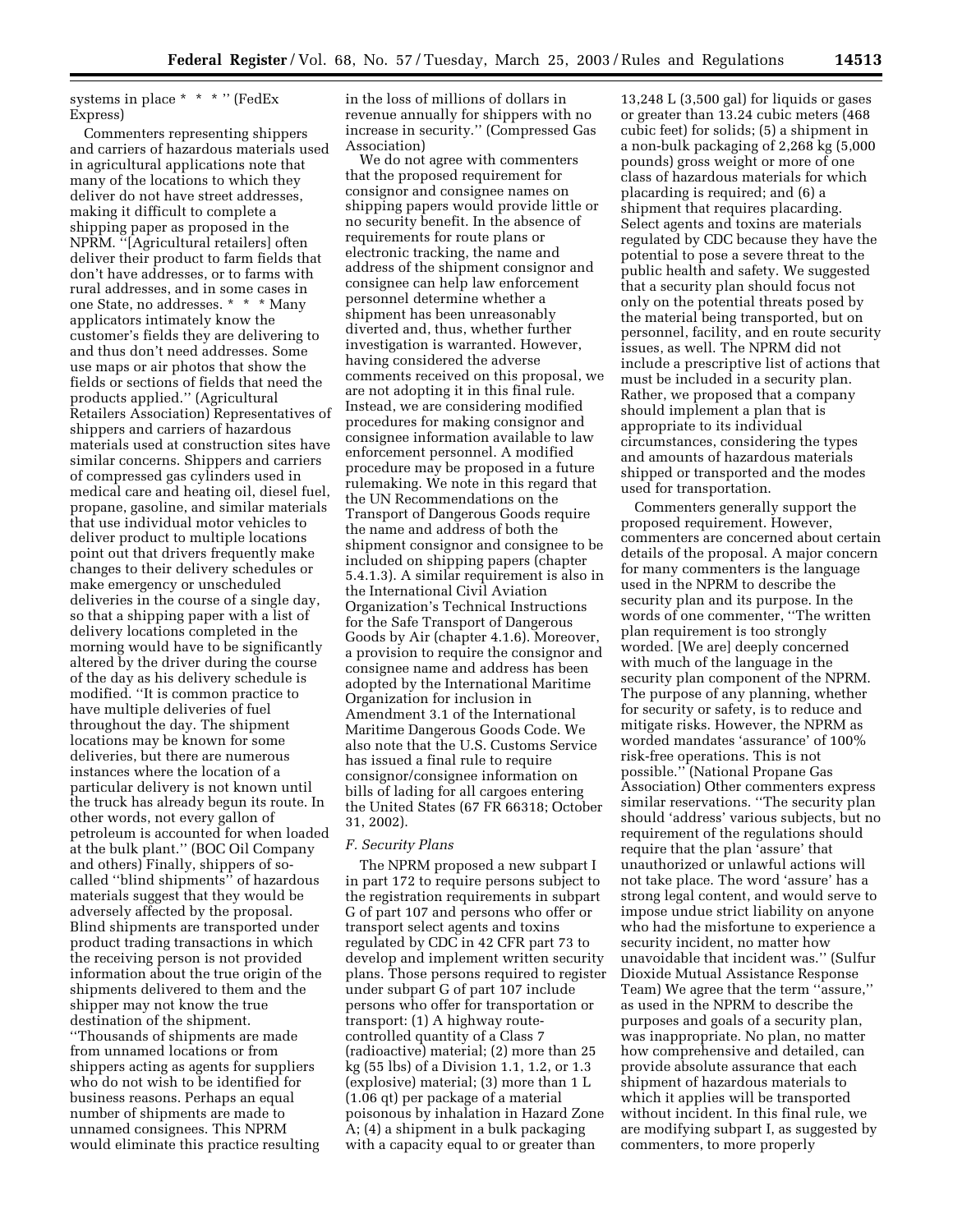systems in place * * * '' (FedEx Express)

Commenters representing shippers and carriers of hazardous materials used in agricultural applications note that many of the locations to which they deliver do not have street addresses, making it difficult to complete a shipping paper as proposed in the NPRM. ''[Agricultural retailers] often deliver their product to farm fields that don't have addresses, or to farms with rural addresses, and in some cases in one State, no addresses. * * * Many applicators intimately know the customer's fields they are delivering to and thus don't need addresses. Some use maps or air photos that show the fields or sections of fields that need the products applied.'' (Agricultural Retailers Association) Representatives of shippers and carriers of hazardous materials used at construction sites have similar concerns. Shippers and carriers of compressed gas cylinders used in medical care and heating oil, diesel fuel, propane, gasoline, and similar materials that use individual motor vehicles to deliver product to multiple locations point out that drivers frequently make changes to their delivery schedules or make emergency or unscheduled deliveries in the course of a single day, so that a shipping paper with a list of delivery locations completed in the morning would have to be significantly altered by the driver during the course of the day as his delivery schedule is modified. ''It is common practice to have multiple deliveries of fuel throughout the day. The shipment locations may be known for some deliveries, but there are numerous instances where the location of a particular delivery is not known until the truck has already begun its route. In other words, not every gallon of petroleum is accounted for when loaded at the bulk plant.'' (BOC Oil Company and others) Finally, shippers of so-called ''blind shipments'' of hazardous materials suggest that they would be adversely affected by the proposal. Blind shipments are transported under product trading transactions in which the receiving person is not provided information about the true origin of the shipments delivered to them and the shipper may not know the true destination of the shipment. ''Thousands of shipments are made from unnamed locations or from shippers acting as agents for suppliers who do not wish to be identified for business reasons. Perhaps an equal number of shipments are made to unnamed consignees. This NPRM would eliminate this practice resulting in the loss of millions of dollars in revenue annually for shippers with no increase in security.'' (Compressed Gas Association)

We do not agree with commenters that the proposed requirement for consignor and consignee names on shipping papers would provide little or no security benefit. In the absence of requirements for route plans or electronic tracking, the name and address of the shipment consignor and consignee can help law enforcement personnel determine whether a shipment has been unreasonably diverted and, thus, whether further investigation is warranted. However, having considered the adverse comments received on this proposal, we are not adopting it in this final rule. Instead, we are considering modified procedures for making consignor and consignee information available to law enforcement personnel. A modified procedure may be proposed in a future rulemaking. We note in this regard that the UN Recommendations on the Transport of Dangerous Goods require the name and address of both the shipment consignor and consignee to be included on shipping papers (chapter 5.4.1.3). A similar requirement is also in the International Civil Aviation Organization's Technical Instructions for the Safe Transport of Dangerous Goods by Air (chapter 4.1.6). Moreover, a provision to require the consignor and consignee name and address has been adopted by the International Maritime Organization for inclusion in Amendment 3.1 of the International Maritime Dangerous Goods Code. We also note that the U.S. Customs Service has issued a final rule to require consignor/consignee information on bills of lading for all cargoes entering the United States (67 FR 66318; October 31, 2002).

### *F. Security Plans*

The NPRM proposed a new subpart I in part 172 to require persons subject to the registration requirements in subpart G of part 107 and persons who offer or transport select agents and toxins regulated by CDC in 42 CFR part 73 to develop and implement written security plans. Those persons required to register under subpart G of part 107 include persons who offer for transportation or transport: (1) A highway route-controlled quantity of a Class 7 (radioactive) material; (2) more than 25 kg (55 lbs) of a Division 1.1, 1.2, or 1.3 (explosive) material; (3) more than 1 L (1.06 qt) per package of a material poisonous by inhalation in Hazard Zone A; (4) a shipment in a bulk packaging with a capacity equal to or greater than 13,248 L (3,500 gal) for liquids or gases or greater than 13.24 cubic meters (468 cubic feet) for solids; (5) a shipment in a non-bulk packaging of 2,268 kg (5,000 pounds) gross weight or more of one class of hazardous materials for which placarding is required; and (6) a shipment that requires placarding. Select agents and toxins are materials regulated by CDC because they have the potential to pose a severe threat to the public health and safety. We suggested that a security plan should focus not only on the potential threats posed by the material being transported, but on personnel, facility, and en route security issues, as well. The NPRM did not include a prescriptive list of actions that must be included in a security plan. Rather, we proposed that a company should implement a plan that is appropriate to its individual circumstances, considering the types and amounts of hazardous materials shipped or transported and the modes used for transportation.

Commenters generally support the proposed requirement. However, commenters are concerned about certain details of the proposal. A major concern for many commenters is the language used in the NPRM to describe the security plan and its purpose. In the words of one commenter, ''The written plan requirement is too strongly worded. [We are] deeply concerned with much of the language in the security plan component of the NPRM. The purpose of any planning, whether for security or safety, is to reduce and mitigate risks. However, the NPRM as worded mandates 'assurance' of 100% risk-free operations. This is not possible.'' (National Propane Gas Association) Other commenters express similar reservations. ''The security plan should 'address' various subjects, but no requirement of the regulations should require that the plan 'assure' that unauthorized or unlawful actions will not take place. The word 'assure' has a strong legal content, and would serve to impose undue strict liability on anyone who had the misfortune to experience a security incident, no matter how unavoidable that incident was.'' (Sulfur Dioxide Mutual Assistance Response Team) We agree that the term ''assure,'' as used in the NPRM to describe the purposes and goals of a security plan, was inappropriate. No plan, no matter how comprehensive and detailed, can provide absolute assurance that each shipment of hazardous materials to which it applies will be transported without incident. In this final rule, we are modifying subpart I, as suggested by commenters, to more properly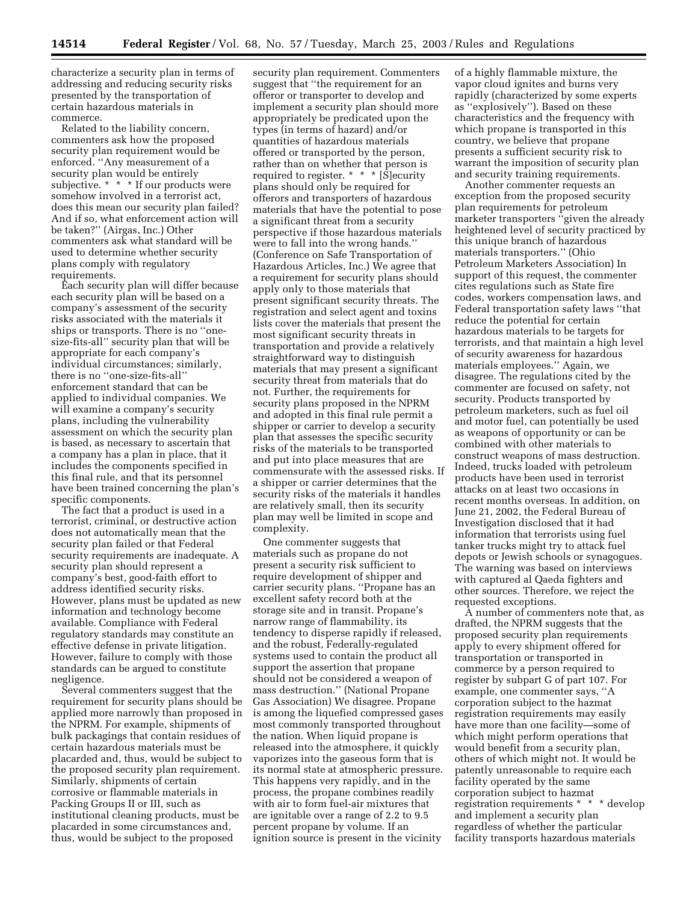characterize a security plan in terms of addressing and reducing security risks presented by the transportation of certain hazardous materials in commerce.

Related to the liability concern, commenters ask how the proposed security plan requirement would be enforced. ''Any measurement of a security plan would be entirely subjective. * * * If our products were somehow involved in a terrorist act, does this mean our security plan failed? And if so, what enforcement action will be taken?'' (Airgas, Inc.) Other commenters ask what standard will be used to determine whether security plans comply with regulatory requirements.

Each security plan will differ because each security plan will be based on a company's assessment of the security risks associated with the materials it ships or transports. There is no ''one-size-fits-all'' security plan that will be appropriate for each company's individual circumstances; similarly, there is no ''one-size-fits-all'' enforcement standard that can be applied to individual companies. We will examine a company's security plans, including the vulnerability assessment on which the security plan is based, as necessary to ascertain that a company has a plan in place, that it includes the components specified in this final rule, and that its personnel have been trained concerning the plan's specific components.

The fact that a product is used in a terrorist, criminal, or destructive action does not automatically mean that the security plan failed or that Federal security requirements are inadequate. A security plan should represent a company's best, good-faith effort to address identified security risks. However, plans must be updated as new information and technology become available. Compliance with Federal regulatory standards may constitute an effective defense in private litigation. However, failure to comply with those standards can be argued to constitute negligence.

Several commenters suggest that the requirement for security plans should be applied more narrowly than proposed in the NPRM. For example, shipments of bulk packagings that contain residues of certain hazardous materials must be placarded and, thus, would be subject to the proposed security plan requirement. Similarly, shipments of certain corrosive or flammable materials in Packing Groups II or III, such as institutional cleaning products, must be placarded in some circumstances and, thus, would be subject to the proposed security plan requirement. Commenters suggest that ''the requirement for an offeror or transporter to develop and implement a security plan should more appropriately be predicated upon the types (in terms of hazard) and/or quantities of hazardous materials offered or transported by the person, rather than on whether that person is required to register. * * * [S]ecurity plans should only be required for offerors and transporters of hazardous materials that have the potential to pose a significant threat from a security perspective if those hazardous materials were to fall into the wrong hands.'' (Conference on Safe Transportation of Hazardous Articles, Inc.) We agree that a requirement for security plans should apply only to those materials that present significant security threats. The registration and select agent and toxins lists cover the materials that present the most significant security threats in transportation and provide a relatively straightforward way to distinguish materials that may present a significant security threat from materials that do not. Further, the requirements for security plans proposed in the NPRM and adopted in this final rule permit a shipper or carrier to develop a security plan that assesses the specific security risks of the materials to be transported and put into place measures that are commensurate with the assessed risks. If a shipper or carrier determines that the security risks of the materials it handles are relatively small, then its security plan may well be limited in scope and complexity.

One commenter suggests that materials such as propane do not present a security risk sufficient to require development of shipper and carrier security plans. ''Propane has an excellent safety record both at the storage site and in transit. Propane's narrow range of flammability, its tendency to disperse rapidly if released, and the robust, Federally-regulated systems used to contain the product all support the assertion that propane should not be considered a weapon of mass destruction.'' (National Propane Gas Association) We disagree. Propane is among the liquefied compressed gases most commonly transported throughout the nation. When liquid propane is released into the atmosphere, it quickly vaporizes into the gaseous form that is its normal state at atmospheric pressure. This happens very rapidly, and in the process, the propane combines readily with air to form fuel-air mixtures that are ignitable over a range of 2.2 to 9.5 percent propane by volume. If an ignition source is present in the vicinity of a highly flammable mixture, the vapor cloud ignites and burns very rapidly (characterized by some experts as ''explosively''). Based on these characteristics and the frequency with which propane is transported in this country, we believe that propane presents a sufficient security risk to warrant the imposition of security plan and security training requirements.

Another commenter requests an exception from the proposed security plan requirements for petroleum marketer transporters ''given the already heightened level of security practiced by this unique branch of hazardous materials transporters.'' (Ohio Petroleum Marketers Association) In support of this request, the commenter cites regulations such as State fire codes, workers compensation laws, and Federal transportation safety laws ''that reduce the potential for certain hazardous materials to be targets for terrorists, and that maintain a high level of security awareness for hazardous materials employees.'' Again, we disagree. The regulations cited by the commenter are focused on safety, not security. Products transported by petroleum marketers, such as fuel oil and motor fuel, can potentially be used as weapons of opportunity or can be combined with other materials to construct weapons of mass destruction. Indeed, trucks loaded with petroleum products have been used in terrorist attacks on at least two occasions in recent months overseas. In addition, on June 21, 2002, the Federal Bureau of Investigation disclosed that it had information that terrorists using fuel tanker trucks might try to attack fuel depots or Jewish schools or synagogues. The warning was based on interviews with captured al Qaeda fighters and other sources. Therefore, we reject the requested exceptions.

A number of commenters note that, as drafted, the NPRM suggests that the proposed security plan requirements apply to every shipment offered for transportation or transported in commerce by a person required to register by subpart G of part 107. For example, one commenter says, ''A corporation subject to the hazmat registration requirements may easily have more than one facility—some of which might perform operations that would benefit from a security plan, others of which might not. It would be patently unreasonable to require each facility operated by the same corporation subject to hazmat registration requirements * * * develop and implement a security plan regardless of whether the particular facility transports hazardous materials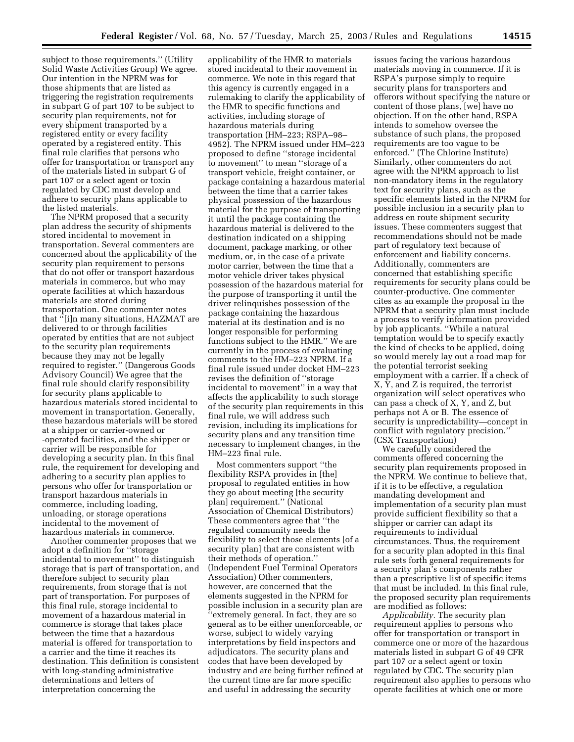subject to those requirements.'' (Utility Solid Waste Activities Group) We agree. Our intention in the NPRM was for those shipments that are listed as triggering the registration requirements in subpart G of part 107 to be subject to security plan requirements, not for every shipment transported by a registered entity or every facility operated by a registered entity. This final rule clarifies that persons who offer for transportation or transport any of the materials listed in subpart G of part 107 or a select agent or toxin regulated by CDC must develop and adhere to security plans applicable to the listed materials.

The NPRM proposed that a security plan address the security of shipments stored incidental to movement in transportation. Several commenters are concerned about the applicability of the security plan requirement to persons that do not offer or transport hazardous materials in commerce, but who may operate facilities at which hazardous materials are stored during transportation. One commenter notes that ''[i]n many situations, HAZMAT are delivered to or through facilities operated by entities that are not subject to the security plan requirements because they may not be legally required to register.'' (Dangerous Goods Advisory Council) We agree that the final rule should clarify responsibility for security plans applicable to hazardous materials stored incidental to movement in transportation. Generally, these hazardous materials will be stored at a shipper or carrier-owned or -operated facilities, and the shipper or carrier will be responsible for developing a security plan. In this final rule, the requirement for developing and adhering to a security plan applies to persons who offer for transportation or transport hazardous materials in commerce, including loading, unloading, or storage operations incidental to the movement of hazardous materials in commerce.

Another commenter proposes that we adopt a definition for ''storage incidental to movement'' to distinguish storage that is part of transportation, and therefore subject to security plan requirements, from storage that is not part of transportation. For purposes of this final rule, storage incidental to movement of a hazardous material in commerce is storage that takes place between the time that a hazardous material is offered for transportation to a carrier and the time it reaches its destination. This definition is consistent with long-standing administrative determinations and letters of interpretation concerning the applicability of the HMR to materials stored incidental to their movement in commerce. We note in this regard that this agency is currently engaged in a rulemaking to clarify the applicability of the HMR to specific functions and activities, including storage of hazardous materials during transportation (HM–223; RSPA–98–4952). The NPRM issued under HM–223 proposed to define ''storage incidental to movement'' to mean ''storage of a transport vehicle, freight container, or package containing a hazardous material between the time that a carrier takes physical possession of the hazardous material for the purpose of transporting it until the package containing the hazardous material is delivered to the destination indicated on a shipping document, package marking, or other medium, or, in the case of a private motor carrier, between the time that a motor vehicle driver takes physical possession of the hazardous material for the purpose of transporting it until the driver relinquishes possession of the package containing the hazardous material at its destination and is no longer responsible for performing functions subject to the HMR.'' We are currently in the process of evaluating comments to the HM–223 NPRM. If a final rule issued under docket HM–223 revises the definition of ''storage incidental to movement'' in a way that affects the applicability to such storage of the security plan requirements in this final rule, we will address such revision, including its implications for security plans and any transition time necessary to implement changes, in the HM–223 final rule.

Most commenters support ''the flexibility RSPA provides in [the] proposal to regulated entities in how they go about meeting [the security plan] requirement.'' (National Association of Chemical Distributors) These commenters agree that ''the regulated community needs the flexibility to select those elements [of a security plan] that are consistent with their methods of operation.'' (Independent Fuel Terminal Operators Association) Other commenters, however, are concerned that the elements suggested in the NPRM for possible inclusion in a security plan are ''extremely general. In fact, they are so general as to be either unenforceable, or worse, subject to widely varying interpretations by field inspectors and adjudicators. The security plans and codes that have been developed by industry and are being further refined at the current time are far more specific and useful in addressing the security issues facing the various hazardous materials moving in commerce. If it is RSPA's purpose simply to require security plans for transporters and offerors without specifying the nature or content of those plans, [we] have no objection. If on the other hand, RSPA intends to somehow oversee the substance of such plans, the proposed requirements are too vague to be enforced.'' (The Chlorine Institute) Similarly, other commenters do not agree with the NPRM approach to list non-mandatory items in the regulatory text for security plans, such as the specific elements listed in the NPRM for possible inclusion in a security plan to address en route shipment security issues. These commenters suggest that recommendations should not be made part of regulatory text because of enforcement and liability concerns. Additionally, commenters are concerned that establishing specific requirements for security plans could be counter-productive. One commenter cites as an example the proposal in the NPRM that a security plan must include a process to verify information provided by job applicants. ''While a natural temptation would be to specify exactly the kind of checks to be applied, doing so would merely lay out a road map for the potential terrorist seeking employment with a carrier. If a check of X, Y, and Z is required, the terrorist organization will select operatives who can pass a check of X, Y, and Z, but perhaps not A or B. The essence of security is unpredictability—concept in conflict with regulatory precision.'' (CSX Transportation)

We carefully considered the comments offered concerning the security plan requirements proposed in the NPRM. We continue to believe that, if it is to be effective, a regulation mandating development and implementation of a security plan must provide sufficient flexibility so that a shipper or carrier can adapt its requirements to individual circumstances. Thus, the requirement for a security plan adopted in this final rule sets forth general requirements for a security plan's components rather than a prescriptive list of specific items that must be included. In this final rule, the proposed security plan requirements are modified as follows:

*Applicability.* The security plan requirement applies to persons who offer for transportation or transport in commerce one or more of the hazardous materials listed in subpart G of 49 CFR part 107 or a select agent or toxin regulated by CDC. The security plan requirement also applies to persons who operate facilities at which one or more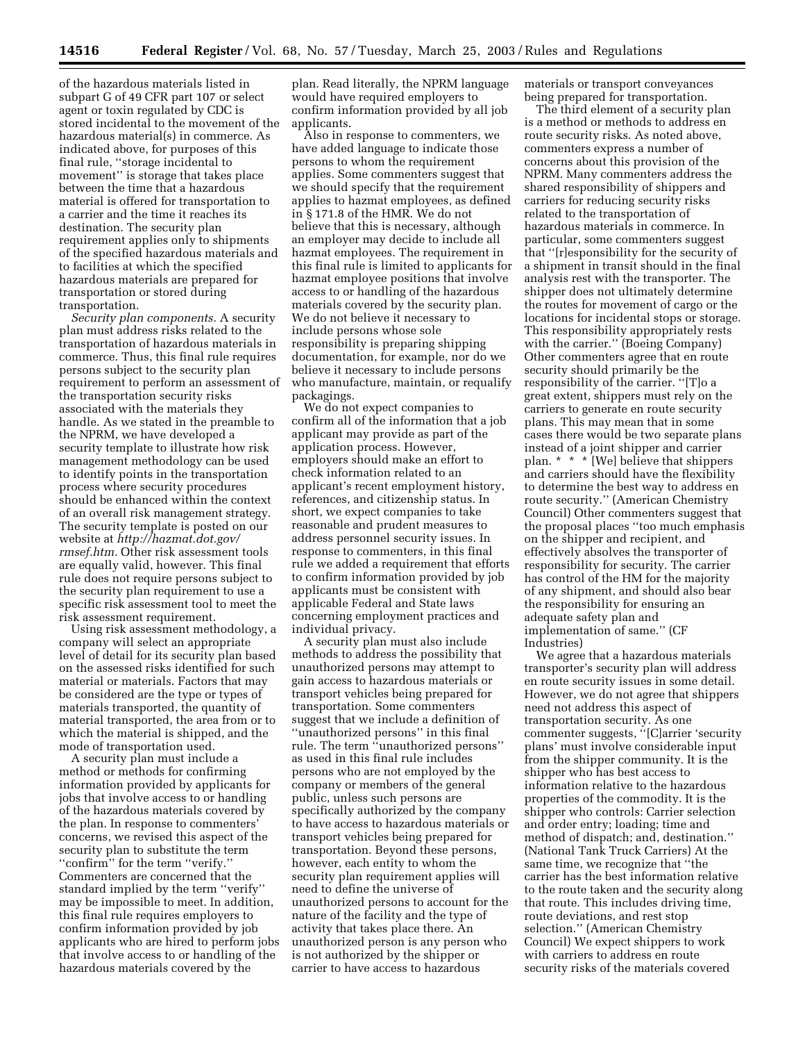of the hazardous materials listed in subpart G of 49 CFR part 107 or select agent or toxin regulated by CDC is stored incidental to the movement of the hazardous material(s) in commerce. As indicated above, for purposes of this final rule, ''storage incidental to movement'' is storage that takes place between the time that a hazardous material is offered for transportation to a carrier and the time it reaches its destination. The security plan requirement applies only to shipments of the specified hazardous materials and to facilities at which the specified hazardous materials are prepared for transportation or stored during transportation.

*Security plan components.* A security plan must address risks related to the transportation of hazardous materials in commerce. Thus, this final rule requires persons subject to the security plan requirement to perform an assessment of the transportation security risks associated with the materials they handle. As we stated in the preamble to the NPRM, we have developed a security template to illustrate how risk management methodology can be used to identify points in the transportation process where security procedures should be enhanced within the context of an overall risk management strategy. The security template is posted on our website at *http://hazmat.dot.gov/rmsef.htm.* Other risk assessment tools are equally valid, however. This final rule does not require persons subject to the security plan requirement to use a specific risk assessment tool to meet the risk assessment requirement.

Using risk assessment methodology, a company will select an appropriate level of detail for its security plan based on the assessed risks identified for such material or materials. Factors that may be considered are the type or types of materials transported, the quantity of material transported, the area from or to which the material is shipped, and the mode of transportation used.

A security plan must include a method or methods for confirming information provided by applicants for jobs that involve access to or handling of the hazardous materials covered by the plan. In response to commenters' concerns, we revised this aspect of the security plan to substitute the term ''confirm'' for the term ''verify.'' Commenters are concerned that the standard implied by the term ''verify'' may be impossible to meet. In addition, this final rule requires employers to confirm information provided by job applicants who are hired to perform jobs that involve access to or handling of the hazardous materials covered by the plan. Read literally, the NPRM language would have required employers to confirm information provided by all job applicants.

Also in response to commenters, we have added language to indicate those persons to whom the requirement applies. Some commenters suggest that we should specify that the requirement applies to hazmat employees, as defined in § 171.8 of the HMR. We do not believe that this is necessary, although an employer may decide to include all hazmat employees. The requirement in this final rule is limited to applicants for hazmat employee positions that involve access to or handling of the hazardous materials covered by the security plan. We do not believe it necessary to include persons whose sole responsibility is preparing shipping documentation, for example, nor do we believe it necessary to include persons who manufacture, maintain, or requalify packagings.

We do not expect companies to confirm all of the information that a job applicant may provide as part of the application process. However, employers should make an effort to check information related to an applicant's recent employment history, references, and citizenship status. In short, we expect companies to take reasonable and prudent measures to address personnel security issues. In response to commenters, in this final rule we added a requirement that efforts to confirm information provided by job applicants must be consistent with applicable Federal and State laws concerning employment practices and individual privacy.

A security plan must also include methods to address the possibility that unauthorized persons may attempt to gain access to hazardous materials or transport vehicles being prepared for transportation. Some commenters suggest that we include a definition of ''unauthorized persons'' in this final rule. The term ''unauthorized persons'' as used in this final rule includes persons who are not employed by the company or members of the general public, unless such persons are specifically authorized by the company to have access to hazardous materials or transport vehicles being prepared for transportation. Beyond these persons, however, each entity to whom the security plan requirement applies will need to define the universe of unauthorized persons to account for the nature of the facility and the type of activity that takes place there. An unauthorized person is any person who is not authorized by the shipper or carrier to have access to hazardous materials or transport conveyances being prepared for transportation.

The third element of a security plan is a method or methods to address en route security risks. As noted above, commenters express a number of concerns about this provision of the NPRM. Many commenters address the shared responsibility of shippers and carriers for reducing security risks related to the transportation of hazardous materials in commerce. In particular, some commenters suggest that ''[r]esponsibility for the security of a shipment in transit should in the final analysis rest with the transporter. The shipper does not ultimately determine the routes for movement of cargo or the locations for incidental stops or storage. This responsibility appropriately rests with the carrier.'' (Boeing Company) Other commenters agree that en route security should primarily be the responsibility of the carrier. ''[T]o a great extent, shippers must rely on the carriers to generate en route security plans. This may mean that in some cases there would be two separate plans instead of a joint shipper and carrier plan. * * * [We] believe that shippers and carriers should have the flexibility to determine the best way to address en route security.'' (American Chemistry Council) Other commenters suggest that the proposal places ''too much emphasis on the shipper and recipient, and effectively absolves the transporter of responsibility for security. The carrier has control of the HM for the majority of any shipment, and should also bear the responsibility for ensuring an adequate safety plan and implementation of same.'' (CF Industries)

We agree that a hazardous materials transporter's security plan will address en route security issues in some detail. However, we do not agree that shippers need not address this aspect of transportation security. As one commenter suggests, ''[C]arrier 'security plans' must involve considerable input from the shipper community. It is the shipper who has best access to information relative to the hazardous properties of the commodity. It is the shipper who controls: Carrier selection and order entry; loading; time and method of dispatch; and, destination.'' (National Tank Truck Carriers) At the same time, we recognize that ''the carrier has the best information relative to the route taken and the security along that route. This includes driving time, route deviations, and rest stop selection.'' (American Chemistry Council) We expect shippers to work with carriers to address en route security risks of the materials covered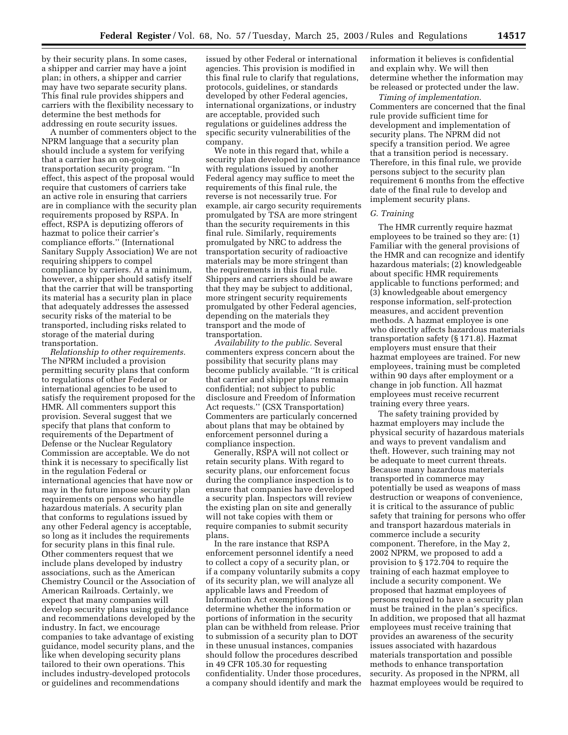by their security plans. In some cases, a shipper and carrier may have a joint plan; in others, a shipper and carrier may have two separate security plans. This final rule provides shippers and carriers with the flexibility necessary to determine the best methods for addressing en route security issues.

A number of commenters object to the NPRM language that a security plan should include a system for verifying that a carrier has an on-going transportation security program. ''In effect, this aspect of the proposal would require that customers of carriers take an active role in ensuring that carriers are in compliance with the security plan requirements proposed by RSPA. In effect, RSPA is deputizing offerors of hazmat to police their carrier's compliance efforts.'' (International Sanitary Supply Association) We are not requiring shippers to compel compliance by carriers. At a minimum, however, a shipper should satisfy itself that the carrier that will be transporting its material has a security plan in place that adequately addresses the assessed security risks of the material to be transported, including risks related to storage of the material during transportation.

*Relationship to other requirements.* The NPRM included a provision permitting security plans that conform to regulations of other Federal or international agencies to be used to satisfy the requirement proposed for the HMR. All commenters support this provision. Several suggest that we specify that plans that conform to requirements of the Department of Defense or the Nuclear Regulatory Commission are acceptable. We do not think it is necessary to specifically list in the regulation Federal or international agencies that have now or may in the future impose security plan requirements on persons who handle hazardous materials. A security plan that conforms to regulations issued by any other Federal agency is acceptable, so long as it includes the requirements for security plans in this final rule. Other commenters request that we include plans developed by industry associations, such as the American Chemistry Council or the Association of American Railroads. Certainly, we expect that many companies will develop security plans using guidance and recommendations developed by the industry. In fact, we encourage companies to take advantage of existing guidance, model security plans, and the like when developing security plans tailored to their own operations. This includes industry-developed protocols or guidelines and recommendations issued by other Federal or international agencies. This provision is modified in this final rule to clarify that regulations, protocols, guidelines, or standards developed by other Federal agencies, international organizations, or industry are acceptable, provided such regulations or guidelines address the specific security vulnerabilities of the company.

We note in this regard that, while a security plan developed in conformance with regulations issued by another Federal agency may suffice to meet the requirements of this final rule, the reverse is not necessarily true. For example, air cargo security requirements promulgated by TSA are more stringent than the security requirements in this final rule. Similarly, requirements promulgated by NRC to address the transportation security of radioactive materials may be more stringent than the requirements in this final rule. Shippers and carriers should be aware that they may be subject to additional, more stringent security requirements promulgated by other Federal agencies, depending on the materials they transport and the mode of transportation.

*Availability to the public.* Several commenters express concern about the possibility that security plans may become publicly available. ''It is critical that carrier and shipper plans remain confidential; not subject to public disclosure and Freedom of Information Act requests.'' (CSX Transportation) Commenters are particularly concerned about plans that may be obtained by enforcement personnel during a compliance inspection.

Generally, RSPA will not collect or retain security plans. With regard to security plans, our enforcement focus during the compliance inspection is to ensure that companies have developed a security plan. Inspectors will review the existing plan on site and generally will not take copies with them or require companies to submit security plans.

In the rare instance that RSPA enforcement personnel identify a need to collect a copy of a security plan, or if a company voluntarily submits a copy of its security plan, we will analyze all applicable laws and Freedom of Information Act exemptions to determine whether the information or portions of information in the security plan can be withheld from release. Prior to submission of a security plan to DOT in these unusual instances, companies should follow the procedures described in 49 CFR 105.30 for requesting confidentiality. Under those procedures, a company should identify and mark the information it believes is confidential and explain why. We will then determine whether the information may be released or protected under the law.

*Timing of implementation.* Commenters are concerned that the final rule provide sufficient time for development and implementation of security plans. The NPRM did not specify a transition period. We agree that a transition period is necessary. Therefore, in this final rule, we provide persons subject to the security plan requirement 6 months from the effective date of the final rule to develop and implement security plans.

### *G. Training*

The HMR currently require hazmat employees to be trained so they are: (1) Familiar with the general provisions of the HMR and can recognize and identify hazardous materials; (2) knowledgeable about specific HMR requirements applicable to functions performed; and (3) knowledgeable about emergency response information, self-protection measures, and accident prevention methods. A hazmat employee is one who directly affects hazardous materials transportation safety (§ 171.8). Hazmat employers must ensure that their hazmat employees are trained. For new employees, training must be completed within 90 days after employment or a change in job function. All hazmat employees must receive recurrent training every three years.

The safety training provided by hazmat employers may include the physical security of hazardous materials and ways to prevent vandalism and theft. However, such training may not be adequate to meet current threats. Because many hazardous materials transported in commerce may potentially be used as weapons of mass destruction or weapons of convenience, it is critical to the assurance of public safety that training for persons who offer and transport hazardous materials in commerce include a security component. Therefore, in the May 2, 2002 NPRM, we proposed to add a provision to § 172.704 to require the training of each hazmat employee to include a security component. We proposed that hazmat employees of persons required to have a security plan must be trained in the plan's specifics. In addition, we proposed that all hazmat employees must receive training that provides an awareness of the security issues associated with hazardous materials transportation and possible methods to enhance transportation security. As proposed in the NPRM, all hazmat employees would be required to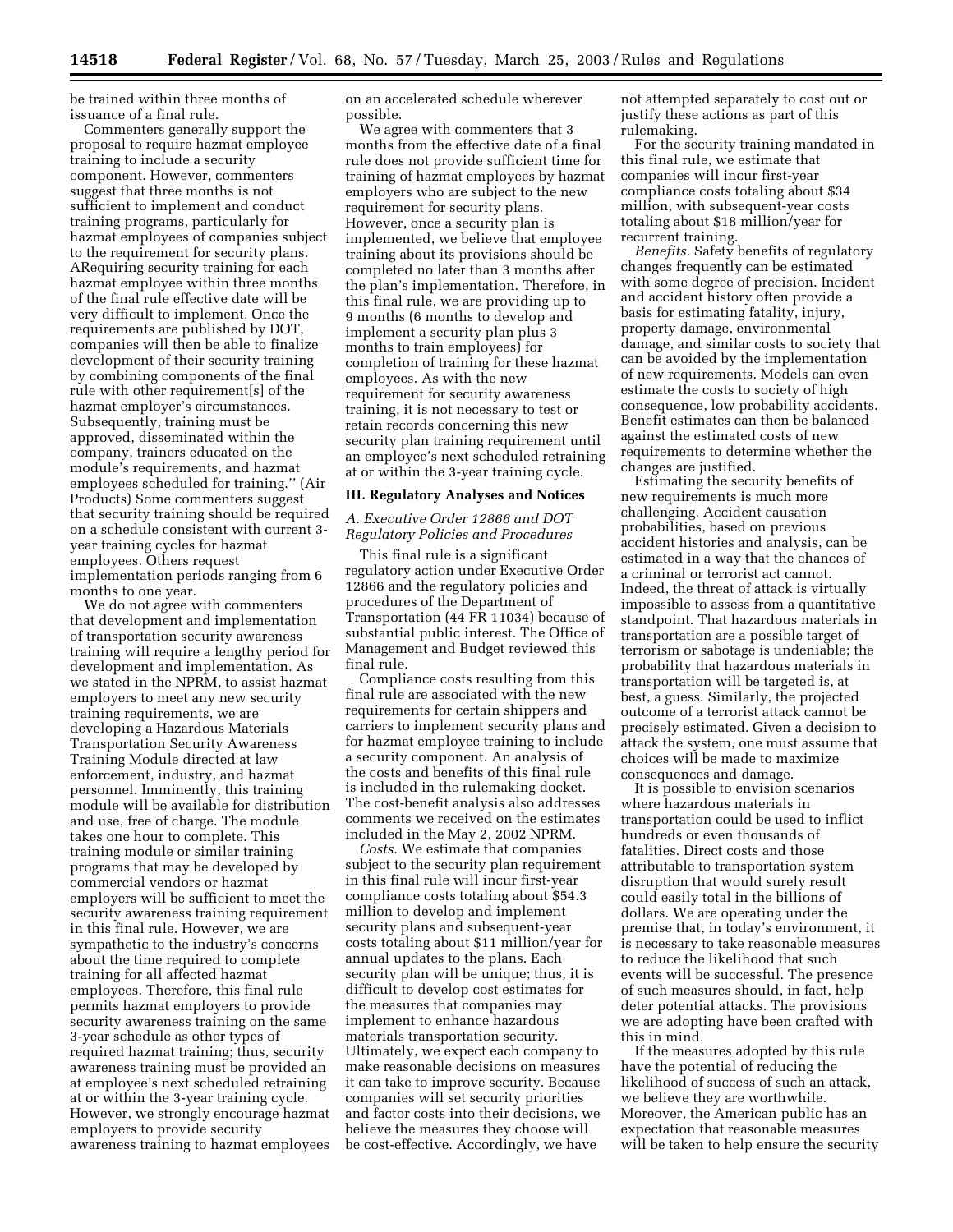be trained within three months of issuance of a final rule.

Commenters generally support the proposal to require hazmat employee training to include a security component. However, commenters suggest that three months is not sufficient to implement and conduct training programs, particularly for hazmat employees of companies subject to the requirement for security plans. ARequiring security training for each hazmat employee within three months of the final rule effective date will be very difficult to implement. Once the requirements are published by DOT, companies will then be able to finalize development of their security training by combining components of the final rule with other requirement[s] of the hazmat employer's circumstances. Subsequently, training must be approved, disseminated within the company, trainers educated on the module's requirements, and hazmat employees scheduled for training.'' (Air Products) Some commenters suggest that security training should be required on a schedule consistent with current 3-year training cycles for hazmat employees. Others request implementation periods ranging from 6 months to one year.

We do not agree with commenters that development and implementation of transportation security awareness training will require a lengthy period for development and implementation. As we stated in the NPRM, to assist hazmat employers to meet any new security training requirements, we are developing a Hazardous Materials Transportation Security Awareness Training Module directed at law enforcement, industry, and hazmat personnel. Imminently, this training module will be available for distribution and use, free of charge. The module takes one hour to complete. This training module or similar training programs that may be developed by commercial vendors or hazmat employers will be sufficient to meet the security awareness training requirement in this final rule. However, we are sympathetic to the industry's concerns about the time required to complete training for all affected hazmat employees. Therefore, this final rule permits hazmat employers to provide security awareness training on the same 3-year schedule as other types of required hazmat training; thus, security awareness training must be provided an at employee's next scheduled retraining at or within the 3-year training cycle. However, we strongly encourage hazmat employers to provide security awareness training to hazmat employees on an accelerated schedule wherever possible.

We agree with commenters that 3 months from the effective date of a final rule does not provide sufficient time for training of hazmat employees by hazmat employers who are subject to the new requirement for security plans. However, once a security plan is implemented, we believe that employee training about its provisions should be completed no later than 3 months after the plan's implementation. Therefore, in this final rule, we are providing up to 9 months (6 months to develop and implement a security plan plus 3 months to train employees) for completion of training for these hazmat employees. As with the new requirement for security awareness training, it is not necessary to test or retain records concerning this new security plan training requirement until an employee's next scheduled retraining at or within the 3-year training cycle.

## III. Regulatory Analyses and Notices

### *A. Executive Order 12866 and DOT Regulatory Policies and Procedures*

This final rule is a significant regulatory action under Executive Order 12866 and the regulatory policies and procedures of the Department of Transportation (44 FR 11034) because of substantial public interest. The Office of Management and Budget reviewed this final rule.

Compliance costs resulting from this final rule are associated with the new requirements for certain shippers and carriers to implement security plans and for hazmat employee training to include a security component. An analysis of the costs and benefits of this final rule is included in the rulemaking docket. The cost-benefit analysis also addresses comments we received on the estimates included in the May 2, 2002 NPRM.

*Costs.* We estimate that companies subject to the security plan requirement in this final rule will incur first-year compliance costs totaling about $54.3 million to develop and implement security plans and subsequent-year costs totaling about $11 million/year for annual updates to the plans. Each security plan will be unique; thus, it is difficult to develop cost estimates for the measures that companies may implement to enhance hazardous materials transportation security. Ultimately, we expect each company to make reasonable decisions on measures it can take to improve security. Because companies will set security priorities and factor costs into their decisions, we believe the measures they choose will be cost-effective. Accordingly, we have not attempted separately to cost out or justify these actions as part of this rulemaking.

For the security training mandated in this final rule, we estimate that companies will incur first-year compliance costs totaling about $34 million, with subsequent-year costs totaling about $18 million/year for recurrent training.

*Benefits.* Safety benefits of regulatory changes frequently can be estimated with some degree of precision. Incident and accident history often provide a basis for estimating fatality, injury, property damage, environmental damage, and similar costs to society that can be avoided by the implementation of new requirements. Models can even estimate the costs to society of high consequence, low probability accidents. Benefit estimates can then be balanced against the estimated costs of new requirements to determine whether the changes are justified.

Estimating the security benefits of new requirements is much more challenging. Accident causation probabilities, based on previous accident histories and analysis, can be estimated in a way that the chances of a criminal or terrorist act cannot. Indeed, the threat of attack is virtually impossible to assess from a quantitative standpoint. That hazardous materials in transportation are a possible target of terrorism or sabotage is undeniable; the probability that hazardous materials in transportation will be targeted is, at best, a guess. Similarly, the projected outcome of a terrorist attack cannot be precisely estimated. Given a decision to attack the system, one must assume that choices will be made to maximize consequences and damage.

It is possible to envision scenarios where hazardous materials in transportation could be used to inflict hundreds or even thousands of fatalities. Direct costs and those attributable to transportation system disruption that would surely result could easily total in the billions of dollars. We are operating under the premise that, in today's environment, it is necessary to take reasonable measures to reduce the likelihood that such events will be successful. The presence of such measures should, in fact, help deter potential attacks. The provisions we are adopting have been crafted with this in mind.

If the measures adopted by this rule have the potential of reducing the likelihood of success of such an attack, we believe they are worthwhile. Moreover, the American public has an expectation that reasonable measures will be taken to help ensure the security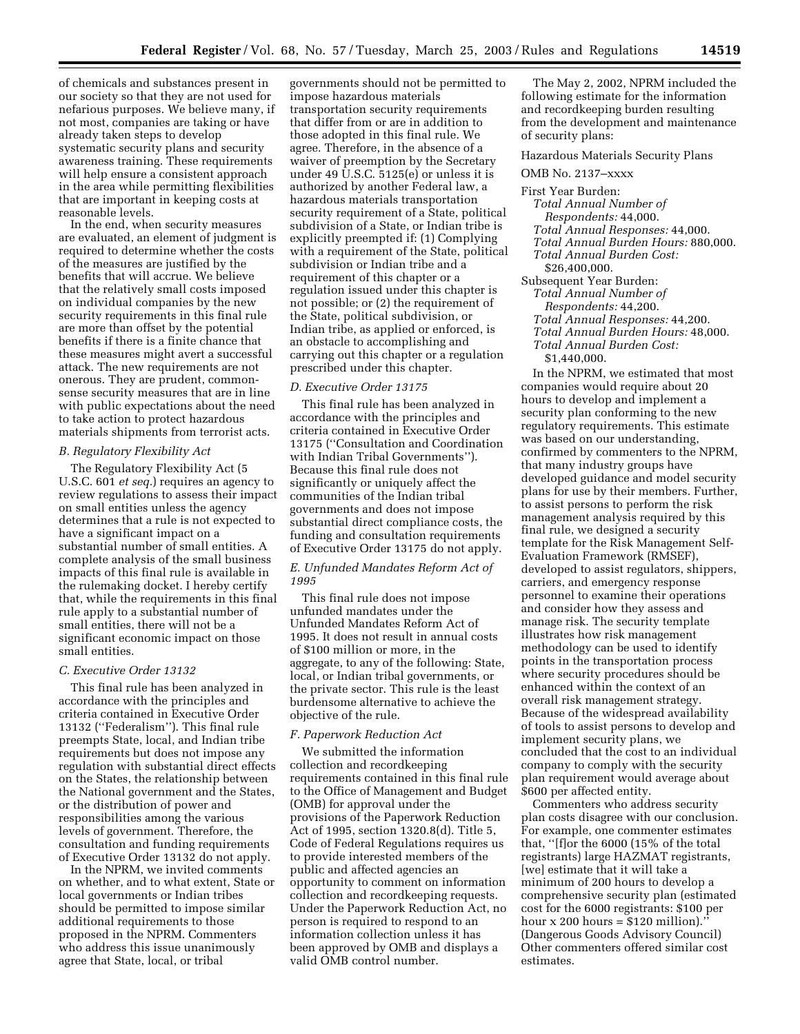of chemicals and substances present in our society so that they are not used for nefarious purposes. We believe many, if not most, companies are taking or have already taken steps to develop systematic security plans and security awareness training. These requirements will help ensure a consistent approach in the area while permitting flexibilities that are important in keeping costs at reasonable levels.

In the end, when security measures are evaluated, an element of judgment is required to determine whether the costs of the measures are justified by the benefits that will accrue. We believe that the relatively small costs imposed on individual companies by the new security requirements in this final rule are more than offset by the potential benefits if there is a finite chance that these measures might avert a successful attack. The new requirements are not onerous. They are prudent, common-sense security measures that are in line with public expectations about the need to take action to protect hazardous materials shipments from terrorist acts.

### *B. Regulatory Flexibility Act*

The Regulatory Flexibility Act (5 U.S.C. 601 *et seq.*) requires an agency to review regulations to assess their impact on small entities unless the agency determines that a rule is not expected to have a significant impact on a substantial number of small entities. A complete analysis of the small business impacts of this final rule is available in the rulemaking docket. I hereby certify that, while the requirements in this final rule apply to a substantial number of small entities, there will not be a significant economic impact on those small entities.

### *C. Executive Order 13132*

This final rule has been analyzed in accordance with the principles and criteria contained in Executive Order 13132 (''Federalism''). This final rule preempts State, local, and Indian tribe requirements but does not impose any regulation with substantial direct effects on the States, the relationship between the National government and the States, or the distribution of power and responsibilities among the various levels of government. Therefore, the consultation and funding requirements of Executive Order 13132 do not apply.

In the NPRM, we invited comments on whether, and to what extent, State or local governments or Indian tribes should be permitted to impose similar additional requirements to those proposed in the NPRM. Commenters who address this issue unanimously agree that State, local, or tribal governments should not be permitted to impose hazardous materials transportation security requirements that differ from or are in addition to those adopted in this final rule. We agree. Therefore, in the absence of a waiver of preemption by the Secretary under 49 U.S.C. 5125(e) or unless it is authorized by another Federal law, a hazardous materials transportation security requirement of a State, political subdivision of a State, or Indian tribe is explicitly preempted if: (1) Complying with a requirement of the State, political subdivision or Indian tribe and a requirement of this chapter or a regulation issued under this chapter is not possible; or (2) the requirement of the State, political subdivision, or Indian tribe, as applied or enforced, is an obstacle to accomplishing and carrying out this chapter or a regulation prescribed under this chapter.

### *D. Executive Order 13175*

This final rule has been analyzed in accordance with the principles and criteria contained in Executive Order 13175 (''Consultation and Coordination with Indian Tribal Governments''). Because this final rule does not significantly or uniquely affect the communities of the Indian tribal governments and does not impose substantial direct compliance costs, the funding and consultation requirements of Executive Order 13175 do not apply.

### *E. Unfunded Mandates Reform Act of 1995*

This final rule does not impose unfunded mandates under the Unfunded Mandates Reform Act of 1995. It does not result in annual costs of $100 million or more, in the aggregate, to any of the following: State, local, or Indian tribal governments, or the private sector. This rule is the least burdensome alternative to achieve the objective of the rule.

### *F. Paperwork Reduction Act*

We submitted the information collection and recordkeeping requirements contained in this final rule to the Office of Management and Budget (OMB) for approval under the provisions of the Paperwork Reduction Act of 1995, section 1320.8(d). Title 5, Code of Federal Regulations requires us to provide interested members of the public and affected agencies an opportunity to comment on information collection and recordkeeping requests. Under the Paperwork Reduction Act, no person is required to respond to an information collection unless it has been approved by OMB and displays a valid OMB control number.

The May 2, 2002, NPRM included the following estimate for the information and recordkeeping burden resulting from the development and maintenance of security plans:

Hazardous Materials Security Plans

OMB No. 2137–xxxx

First Year Burden:
- *Total Annual Number of Respondents:* 44,000.
- *Total Annual Responses:* 44,000.
- *Total Annual Burden Hours:* 880,000.
- *Total Annual Burden Cost:* $26,400,000.

Subsequent Year Burden:
- *Total Annual Number of Respondents:* 44,200.
- *Total Annual Responses:* 44,200.
- *Total Annual Burden Hours:* 48,000.
- *Total Annual Burden Cost:* $1,440,000.

In the NPRM, we estimated that most companies would require about 20 hours to develop and implement a security plan conforming to the new regulatory requirements. This estimate was based on our understanding, confirmed by commenters to the NPRM, that many industry groups have developed guidance and model security plans for use by their members. Further, to assist persons to perform the risk management analysis required by this final rule, we designed a security template for the Risk Management Self-Evaluation Framework (RMSEF), developed to assist regulators, shippers, carriers, and emergency response personnel to examine their operations and consider how they assess and manage risk. The security template illustrates how risk management methodology can be used to identify points in the transportation process where security procedures should be enhanced within the context of an overall risk management strategy. Because of the widespread availability of tools to assist persons to develop and implement security plans, we concluded that the cost to an individual company to comply with the security plan requirement would average about $600 per affected entity.

Commenters who address security plan costs disagree with our conclusion. For example, one commenter estimates that, ''[f]or the 6000 (15% of the total registrants) large HAZMAT registrants, [we] estimate that it will take a minimum of 200 hours to develop a comprehensive security plan (estimated cost for the 6000 registrants: $100 per hour x 200 hours = $120 million).'' (Dangerous Goods Advisory Council) Other commenters offered similar cost estimates.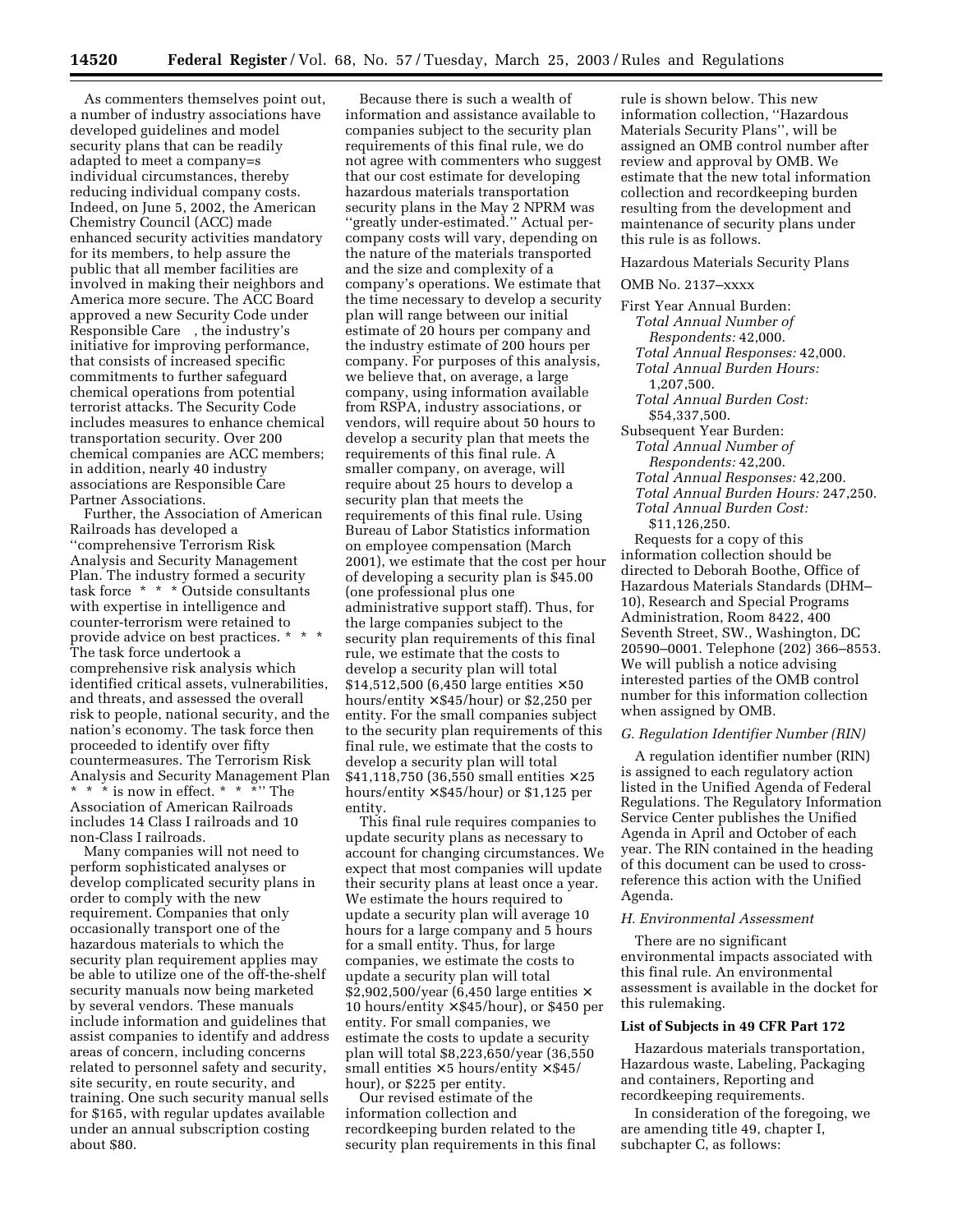As commenters themselves point out, a number of industry associations have developed guidelines and model security plans that can be readily adapted to meet a company=s individual circumstances, thereby reducing individual company costs. Indeed, on June 5, 2002, the American Chemistry Council (ACC) made enhanced security activities mandatory for its members, to help assure the public that all member facilities are involved in making their neighbors and America more secure. The ACC Board approved a new Security Code under Responsible Care , the industry's initiative for improving performance, that consists of increased specific commitments to further safeguard chemical operations from potential terrorist attacks. The Security Code includes measures to enhance chemical transportation security. Over 200 chemical companies are ACC members; in addition, nearly 40 industry associations are Responsible Care Partner Associations.

Further, the Association of American Railroads has developed a ''comprehensive Terrorism Risk Analysis and Security Management Plan. The industry formed a security task force * * * Outside consultants with expertise in intelligence and counter-terrorism were retained to provide advice on best practices. * * * The task force undertook a comprehensive risk analysis which identified critical assets, vulnerabilities, and threats, and assessed the overall risk to people, national security, and the nation's economy. The task force then proceeded to identify over fifty countermeasures. The Terrorism Risk Analysis and Security Management Plan * * * is now in effect. * * *'' The Association of American Railroads includes 14 Class I railroads and 10 non-Class I railroads.

Many companies will not need to perform sophisticated analyses or develop complicated security plans in order to comply with the new requirement. Companies that only occasionally transport one of the hazardous materials to which the security plan requirement applies may be able to utilize one of the off-the-shelf security manuals now being marketed by several vendors. These manuals include information and guidelines that assist companies to identify and address areas of concern, including concerns related to personnel safety and security, site security, en route security, and training. One such security manual sells for $165, with regular updates available under an annual subscription costing about $80.

Because there is such a wealth of information and assistance available to companies subject to the security plan requirements of this final rule, we do not agree with commenters who suggest that our cost estimate for developing hazardous materials transportation security plans in the May 2 NPRM was ''greatly under-estimated.'' Actual per-company costs will vary, depending on the nature of the materials transported and the size and complexity of a company's operations. We estimate that the time necessary to develop a security plan will range between our initial estimate of 20 hours per company and the industry estimate of 200 hours per company. For purposes of this analysis, we believe that, on average, a large company, using information available from RSPA, industry associations, or vendors, will require about 50 hours to develop a security plan that meets the requirements of this final rule. A smaller company, on average, will require about 25 hours to develop a security plan that meets the requirements of this final rule. Using Bureau of Labor Statistics information on employee compensation (March 2001), we estimate that the cost per hour of developing a security plan is $45.00 (one professional plus one administrative support staff). Thus, for the large companies subject to the security plan requirements of this final rule, we estimate that the costs to develop a security plan will total $14,512,500 (6,450 large entities × 50 hours/entity × $45/hour) or $2,250 per entity. For the small companies subject to the security plan requirements of this final rule, we estimate that the costs to develop a security plan will total $41,118,750 (36,550 small entities × 25 hours/entity × $45/hour) or $1,125 per entity.

This final rule requires companies to update security plans as necessary to account for changing circumstances. We expect that most companies will update their security plans at least once a year. We estimate the hours required to update a security plan will average 10 hours for a large company and 5 hours for a small entity. Thus, for large companies, we estimate the costs to update a security plan will total $2,902,500/year (6,450 large entities × 10 hours/entity × $45/hour), or $450 per entity. For small companies, we estimate the costs to update a security plan will total $8,223,650/year (36,550 small entities × 5 hours/entity × $45/hour), or $225 per entity.

Our revised estimate of the information collection and recordkeeping burden related to the security plan requirements in this final rule is shown below. This new information collection, ''Hazardous Materials Security Plans'', will be assigned an OMB control number after review and approval by OMB. We estimate that the new total information collection and recordkeeping burden resulting from the development and maintenance of security plans under this rule is as follows.

Hazardous Materials Security Plans

OMB No. 2137–xxxx

First Year Annual Burden:
*Total Annual Number of Respondents:* 42,000.
*Total Annual Responses:* 42,000.
*Total Annual Burden Hours:* 1,207,500.
*Total Annual Burden Cost:* $54,337,500.

Subsequent Year Burden:
*Total Annual Number of Respondents:* 42,200.
*Total Annual Responses:* 42,200.
*Total Annual Burden Hours:* 247,250.
*Total Annual Burden Cost:* $11,126,250.

Requests for a copy of this information collection should be directed to Deborah Boothe, Office of Hazardous Materials Standards (DHM–10), Research and Special Programs Administration, Room 8422, 400 Seventh Street, SW., Washington, DC 20590–0001. Telephone (202) 366–8553. We will publish a notice advising interested parties of the OMB control number for this information collection when assigned by OMB.

### *G. Regulation Identifier Number (RIN)*

A regulation identifier number (RIN) is assigned to each regulatory action listed in the Unified Agenda of Federal Regulations. The Regulatory Information Service Center publishes the Unified Agenda in April and October of each year. The RIN contained in the heading of this document can be used to cross-reference this action with the Unified Agenda.

### *H. Environmental Assessment*

There are no significant environmental impacts associated with this final rule. An environmental assessment is available in the docket for this rulemaking.

## List of Subjects in 49 CFR Part 172

Hazardous materials transportation, Hazardous waste, Labeling, Packaging and containers, Reporting and recordkeeping requirements.

In consideration of the foregoing, we are amending title 49, chapter I, subchapter C, as follows: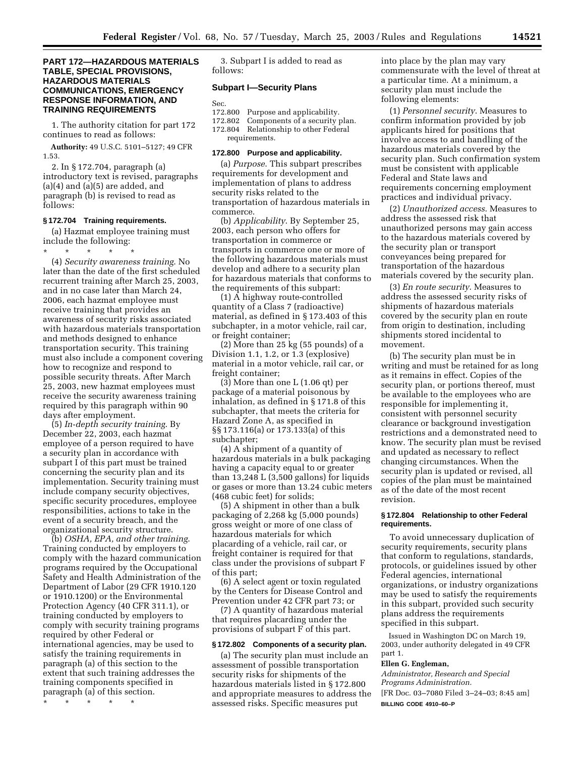## PART 172—HAZARDOUS MATERIALS TABLE, SPECIAL PROVISIONS, HAZARDOUS MATERIALS COMMUNICATIONS, EMERGENCY RESPONSE INFORMATION, AND TRAINING REQUIREMENTS

1. The authority citation for part 172 continues to read as follows:

**Authority:** 49 U.S.C. 5101–5127; 49 CFR 1.53.

2. In § 172.704, paragraph (a) introductory text is revised, paragraphs (a)(4) and (a)(5) are added, and paragraph (b) is revised to read as follows:

### § 172.704 Training requirements.

(a) Hazmat employee training must include the following:

\* \* \* \* \*

(4) *Security awareness training.* No later than the date of the first scheduled recurrent training after March 25, 2003, and in no case later than March 24, 2006, each hazmat employee must receive training that provides an awareness of security risks associated with hazardous materials transportation and methods designed to enhance transportation security. This training must also include a component covering how to recognize and respond to possible security threats. After March 25, 2003, new hazmat employees must receive the security awareness training required by this paragraph within 90 days after employment.

(5) *In-depth security training.* By December 22, 2003, each hazmat employee of a person required to have a security plan in accordance with subpart I of this part must be trained concerning the security plan and its implementation. Security training must include company security objectives, specific security procedures, employee responsibilities, actions to take in the event of a security breach, and the organizational security structure.

(b) *OSHA, EPA, and other training.* Training conducted by employers to comply with the hazard communication programs required by the Occupational Safety and Health Administration of the Department of Labor (29 CFR 1910.120 or 1910.1200) or the Environmental Protection Agency (40 CFR 311.1), or training conducted by employers to comply with security training programs required by other Federal or international agencies, may be used to satisfy the training requirements in paragraph (a) of this section to the extent that such training addresses the training components specified in paragraph (a) of this section.

\* \* \* \* \*

3. Subpart I is added to read as follows:

### Subpart I—Security Plans

Sec.
172.800 Purpose and applicability.
172.802 Components of a security plan.
172.804 Relationship to other Federal requirements.

### 172.800 Purpose and applicability.

(a) *Purpose.* This subpart prescribes requirements for development and implementation of plans to address security risks related to the transportation of hazardous materials in commerce.

(b) *Applicability.* By September 25, 2003, each person who offers for transportation in commerce or transports in commerce one or more of the following hazardous materials must develop and adhere to a security plan for hazardous materials that conforms to the requirements of this subpart:

(1) A highway route-controlled quantity of a Class 7 (radioactive) material, as defined in § 173.403 of this subchapter, in a motor vehicle, rail car, or freight container;

(2) More than 25 kg (55 pounds) of a Division 1.1, 1.2, or 1.3 (explosive) material in a motor vehicle, rail car, or freight container;

(3) More than one L (1.06 qt) per package of a material poisonous by inhalation, as defined in § 171.8 of this subchapter, that meets the criteria for Hazard Zone A, as specified in §§ 173.116(a) or 173.133(a) of this subchapter;

(4) A shipment of a quantity of hazardous materials in a bulk packaging having a capacity equal to or greater than 13,248 L (3,500 gallons) for liquids or gases or more than 13.24 cubic meters (468 cubic feet) for solids;

(5) A shipment in other than a bulk packaging of 2,268 kg (5,000 pounds) gross weight or more of one class of hazardous materials for which placarding of a vehicle, rail car, or freight container is required for that class under the provisions of subpart F of this part;

(6) A select agent or toxin regulated by the Centers for Disease Control and Prevention under 42 CFR part 73; or

(7) A quantity of hazardous material that requires placarding under the provisions of subpart F of this part.

### § 172.802 Components of a security plan.

(a) The security plan must include an assessment of possible transportation security risks for shipments of the hazardous materials listed in § 172.800 and appropriate measures to address the assessed risks. Specific measures put into place by the plan may vary commensurate with the level of threat at a particular time. At a minimum, a security plan must include the following elements:

(1) *Personnel security.* Measures to confirm information provided by job applicants hired for positions that involve access to and handling of the hazardous materials covered by the security plan. Such confirmation system must be consistent with applicable Federal and State laws and requirements concerning employment practices and individual privacy.

(2) *Unauthorized access.* Measures to address the assessed risk that unauthorized persons may gain access to the hazardous materials covered by the security plan or transport conveyances being prepared for transportation of the hazardous materials covered by the security plan.

(3) *En route security.* Measures to address the assessed security risks of shipments of hazardous materials covered by the security plan en route from origin to destination, including shipments stored incidental to movement.

(b) The security plan must be in writing and must be retained for as long as it remains in effect. Copies of the security plan, or portions thereof, must be available to the employees who are responsible for implementing it, consistent with personnel security clearance or background investigation restrictions and a demonstrated need to know. The security plan must be revised and updated as necessary to reflect changing circumstances. When the security plan is updated or revised, all copies of the plan must be maintained as of the date of the most recent revision.

### § 172.804 Relationship to other Federal requirements.

To avoid unnecessary duplication of security requirements, security plans that conform to regulations, standards, protocols, or guidelines issued by other Federal agencies, international organizations, or industry organizations may be used to satisfy the requirements in this subpart, provided such security plans address the requirements specified in this subpart.

Issued in Washington DC on March 19, 2003, under authority delegated in 49 CFR part 1.

**Ellen G. Engleman,**

*Administrator, Research and Special Programs Administration.*

[FR Doc. 03–7080 Filed 3–24–03; 8:45 am]

**BILLING CODE 4910–60–P**